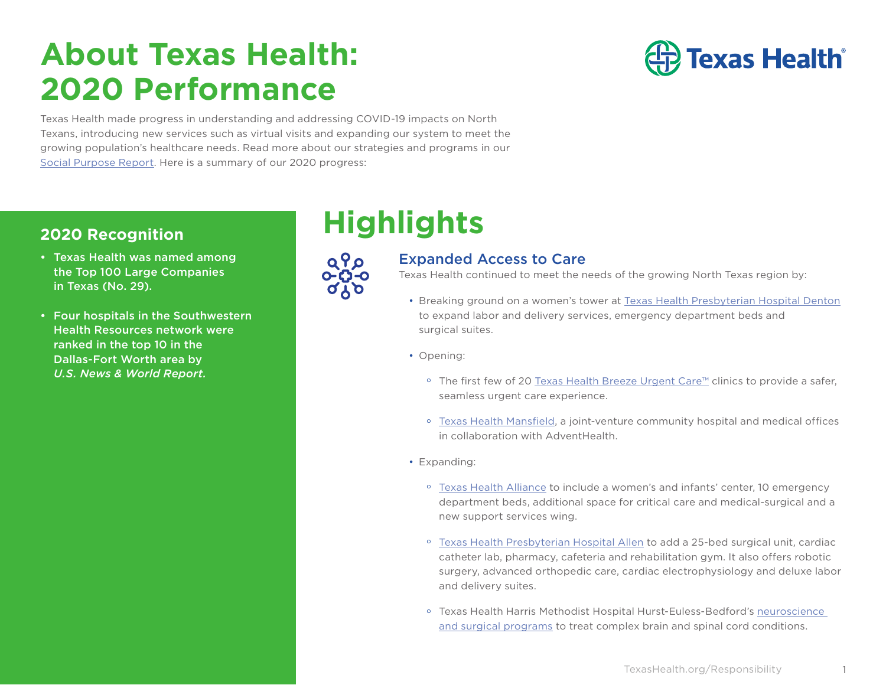# About Texas Health: 2020 Performance

Texas Health made progress in understanding and addressing COVID-19 impacts on North Texans, introducing new services such as virtual visits and expanding our system to meet the growing population's healthcare needs. Read more about our strategies and programs in our Social Purpose Report. Here is a summary of our 2020 progress:

## 2020 Recognition

- **Texas Health was named among the Top 100 Large Companies in Texas (No. 29).**
- **Four hospitals in the Southwestern Health Resources network were ranked in the top 10 in the Dallas-Fort Worth area by *U.S. News & World Report.***

# Highlights

### Expanded Access to Care

Texas Health continued to meet the needs of the growing North Texas region by:

- Breaking ground on a women's tower at Texas Health Presbyterian Hospital Denton to expand labor and delivery services, emergency department beds and surgical suites.
- Opening:
  - The first few of 20 Texas Health Breeze Urgent Care™ clinics to provide a safer, seamless urgent care experience.
  - Texas Health Mansfield, a joint-venture community hospital and medical offices in collaboration with AdventHealth.
- Expanding:
  - Texas Health Alliance to include a women's and infants' center, 10 emergency department beds, additional space for critical care and medical-surgical and a new support services wing.
  - Texas Health Presbyterian Hospital Allen to add a 25-bed surgical unit, cardiac catheter lab, pharmacy, cafeteria and rehabilitation gym. It also offers robotic surgery, advanced orthopedic care, cardiac electrophysiology and deluxe labor and delivery suites.
  - Texas Health Harris Methodist Hospital Hurst-Euless-Bedford's neuroscience and surgical programs to treat complex brain and spinal cord conditions.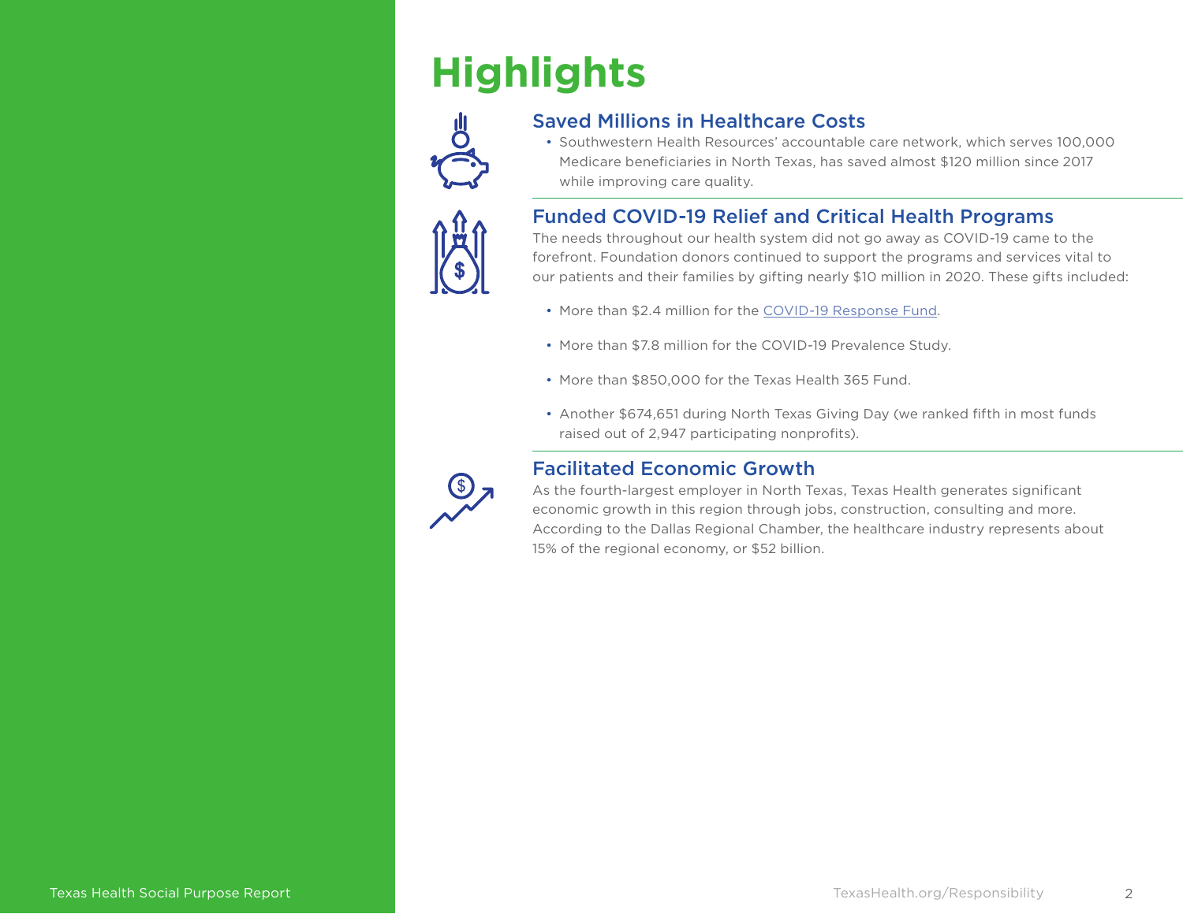# Highlights

## Saved Millions in Healthcare Costs

- Southwestern Health Resources' accountable care network, which serves 100,000 Medicare beneficiaries in North Texas, has saved almost $120 million since 2017 while improving care quality.

## Funded COVID-19 Relief and Critical Health Programs

The needs throughout our health system did not go away as COVID-19 came to the forefront. Foundation donors continued to support the programs and services vital to our patients and their families by gifting nearly $10 million in 2020. These gifts included:

- More than $2.4 million for the COVID-19 Response Fund.
- More than $7.8 million for the COVID-19 Prevalence Study.
- More than $850,000 for the Texas Health 365 Fund.
- Another $674,651 during North Texas Giving Day (we ranked fifth in most funds raised out of 2,947 participating nonprofits).

## Facilitated Economic Growth

As the fourth-largest employer in North Texas, Texas Health generates significant economic growth in this region through jobs, construction, consulting and more. According to the Dallas Regional Chamber, the healthcare industry represents about 15% of the regional economy, or $52 billion.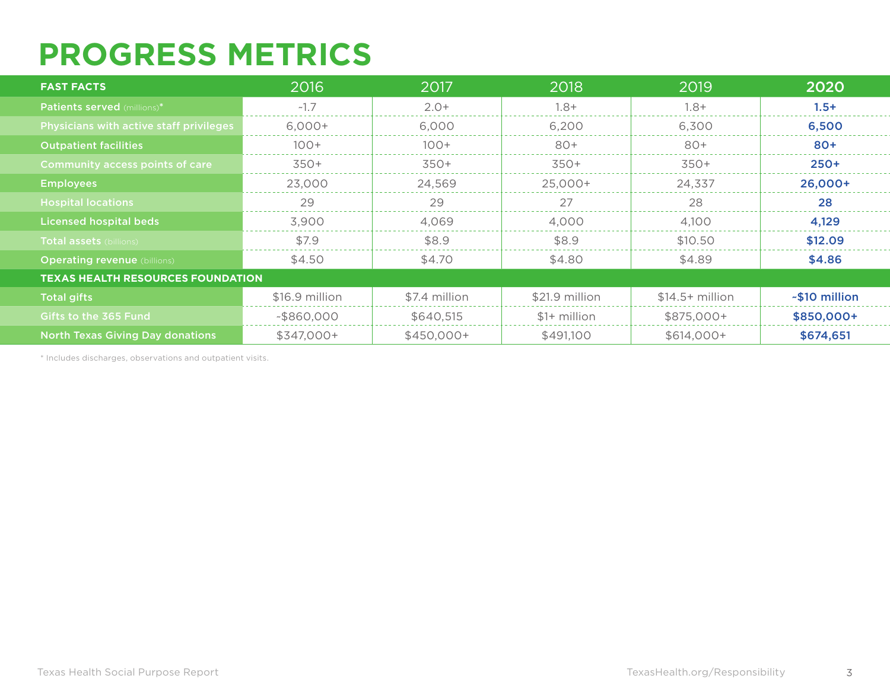# PROGRESS METRICS

| FAST FACTS | 2016 | 2017 | 2018 | 2019 | 2020 |
|---|---|---|---|---|---|
| Patients served (millions)* | ~1.7 | 2.0+ | 1.8+ | 1.8+ | **1.5+** |
| Physicians with active staff privileges | 6,000+ | 6,000 | 6,200 | 6,300 | **6,500** |
| Outpatient facilities | 100+ | 100+ | 80+ | 80+ | **80+** |
| Community access points of care | 350+ | 350+ | 350+ | 350+ | **250+** |
| Employees | 23,000 | 24,569 | 25,000+ | 24,337 | **26,000+** |
| Hospital locations | 29 | 29 | 27 | 28 | **28** |
| Licensed hospital beds | 3,900 | 4,069 | 4,000 | 4,100 | **4,129** |
| Total assets (billions) | $7.9 | $8.9 | $8.9 | $10.50 | **$12.09** |
| Operating revenue (billions) | $4.50 | $4.70 | $4.80 | $4.89 | **$4.86** |
| **TEXAS HEALTH RESOURCES FOUNDATION** | | | | | |
| Total gifts | $16.9 million | $7.4 million | $21.9 million | $14.5+ million | **~$10 million** |
| Gifts to the 365 Fund | ~$860,000 | $640,515 | $1+ million | $875,000+ | **$850,000+** |
| North Texas Giving Day donations | $347,000+ | $450,000+ | $491,100 | $614,000+ | **$674,651** |

* Includes discharges, observations and outpatient visits.